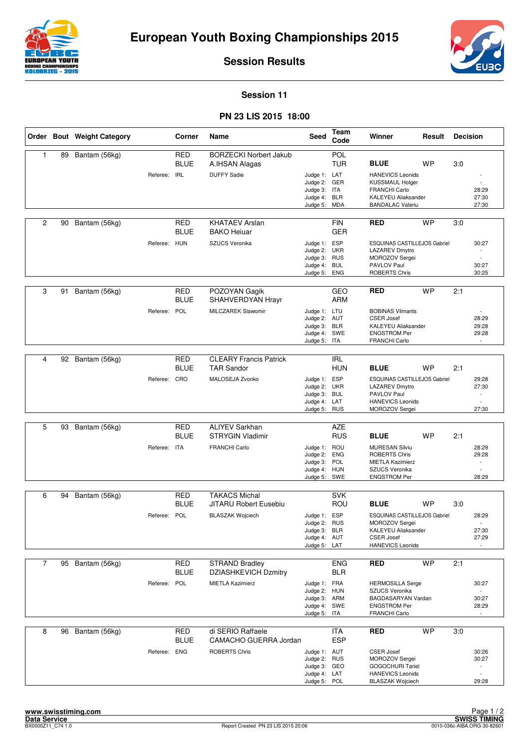# European Youth Boxing Championships 2015

## Session Results

### Session 11

### PN 23 LIS 2015 18:00

| Order | Bout | Weight Category | Corner | Name | Seed | Team Code | Winner | Result | Decision |
|---|---|---|---|---|---|---|---|---|---|
| 1 | 89 | Bantam (56kg) | RED | BORZECKI Norbert Jakub | | POL | | | |
| | | | BLUE | A.IHSAN Alagas | | TUR | BLUE | WP | 3:0 |
| | | Referee: IRL | | DUFFY Sadie | Judge 1: | LAT | HANEVICS Leonids | | - |
| | | | | | Judge 2: | GER | KUSSMAUL Holger | | - |
| | | | | | Judge 3: | ITA | FRANCHI Carlo | | 28:29 |
| | | | | | Judge 4: | BLR | KALEYEU Aliaksander | | 27:30 |
| | | | | | Judge 5: | MDA | BANDALAC Valeriu | | 27:30 |
| 2 | 90 | Bantam (56kg) | RED | KHATAEV Arslan | | FIN | RED | WP | 3:0 |
| | | | BLUE | BAKO Heiuar | | GER | | | |
| | | Referee: HUN | | SZUCS Veronika | Judge 1: | ESP | ESQUINAS CASTILLEJOS Gabriel | | 30:27 |
| | | | | | Judge 2: | UKR | LAZAREV Dmytro | | - |
| | | | | | Judge 3: | RUS | MOROZOV Sergei | | - |
| | | | | | Judge 4: | BUL | PAVLOV Paul | | 30:27 |
| | | | | | Judge 5: | ENG | ROBERTS Chris | | 30:25 |
| 3 | 91 | Bantam (56kg) | RED | POZOYAN Gagik | | GEO | RED | WP | 2:1 |
| | | | BLUE | SHAHVERDYAN Hrayr | | ARM | | | |
| | | Referee: POL | | MILCZAREK Slawomir | Judge 1: | LTU | BOBINAS Vilmants | | - |
| | | | | | Judge 2: | AUT | CSER Josef | | 28:29 |
| | | | | | Judge 3: | BLR | KALEYEU Aliaksander | | 29:28 |
| | | | | | Judge 4: | SWE | ENGSTROM Per | | 29:28 |
| | | | | | Judge 5: | ITA | FRANCHI Carlo | | - |
| 4 | 92 | Bantam (56kg) | RED | CLEARY Francis Patrick | | IRL | | | |
| | | | BLUE | TAR Sandor | | HUN | BLUE | WP | 2:1 |
| | | Referee: CRO | | MALOSEJA Zvonko | Judge 1: | ESP | ESQUINAS CASTILLEJOS Gabriel | | 29:28 |
| | | | | | Judge 2: | UKR | LAZAREV Dmytro | | 27:30 |
| | | | | | Judge 3: | BUL | PAVLOV Paul | | - |
| | | | | | Judge 4: | LAT | HANEVICS Leonids | | - |
| | | | | | Judge 5: | RUS | MOROZOV Sergei | | 27:30 |
| 5 | 93 | Bantam (56kg) | RED | ALIYEV Sarkhan | | AZE | | | |
| | | | BLUE | STRYGIN Vladimir | | RUS | BLUE | WP | 2:1 |
| | | Referee: ITA | | FRANCHI Carlo | Judge 1: | ROU | MURESAN Silviu | | 28:29 |
| | | | | | Judge 2: | ENG | ROBERTS Chris | | 29:28 |
| | | | | | Judge 3: | POL | MIETLA Kazimierz | | - |
| | | | | | Judge 4: | HUN | SZUCS Veronika | | - |
| | | | | | Judge 5: | SWE | ENGSTROM Per | | 28:29 |
| 6 | 94 | Bantam (56kg) | RED | TAKACS Michal | | SVK | | | |
| | | | BLUE | JITARU Robert Eusebiu | | ROU | BLUE | WP | 3:0 |
| | | Referee: POL | | BLASZAK Wojciech | Judge 1: | ESP | ESQUINAS CASTILLEJOS Gabriel | | 28:29 |
| | | | | | Judge 2: | RUS | MOROZOV Sergei | | - |
| | | | | | Judge 3: | BLR | KALEYEU Aliaksander | | 27:30 |
| | | | | | Judge 4: | AUT | CSER Josef | | 27:29 |
| | | | | | Judge 5: | LAT | HANEVICS Leonids | | - |
| 7 | 95 | Bantam (56kg) | RED | STRAND Bradley | | ENG | RED | WP | 2:1 |
| | | | BLUE | DZIASHKEVICH Dzmitry | | BLR | | | |
| | | Referee: POL | | MIETLA Kazimierz | Judge 1: | FRA | HERMOSILLA Serge | | 30:27 |
| | | | | | Judge 2: | HUN | SZUCS Veronika | | - |
| | | | | | Judge 3: | ARM | BAGDASARYAN Vardan | | 30:27 |
| | | | | | Judge 4: | SWE | ENGSTROM Per | | 28:29 |
| | | | | | Judge 5: | ITA | FRANCHI Carlo | | - |
| 8 | 96 | Bantam (56kg) | RED | di SERIO Raffaele | | ITA | RED | WP | 3:0 |
| | | | BLUE | CAMACHO GUERRA Jordan | | ESP | | | |
| | | Referee: ENG | | ROBERTS Chris | Judge 1: | AUT | CSER Josef | | 30:26 |
| | | | | | Judge 2: | RUS | MOROZOV Sergei | | 30:27 |
| | | | | | Judge 3: | GEO | GOGOCHURI Tariel | | - |
| | | | | | Judge 4: | LAT | HANEVICS Leonids | | - |
| | | | | | Judge 5: | POL | BLASZAK Wojciech | | 29:28 |

www.swisstiming.com
Data Service
BX0000Z11_C74 1.0

Report Created PN 23 LIS 2015 20:06

SWISS TIMING
0010-036c-AIBA.ORG-30-82601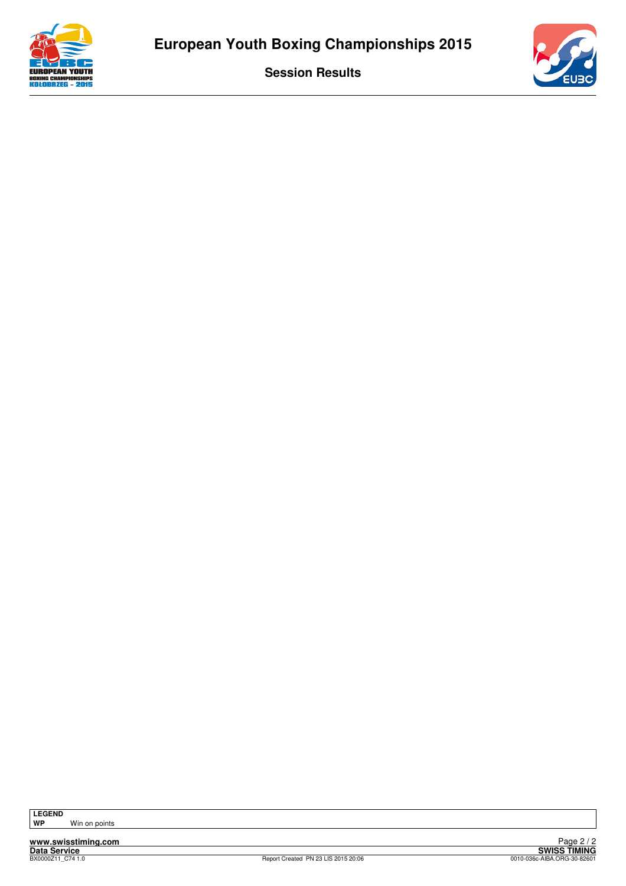| LEGEND | |
| --- | --- |
| WP | Win on points |